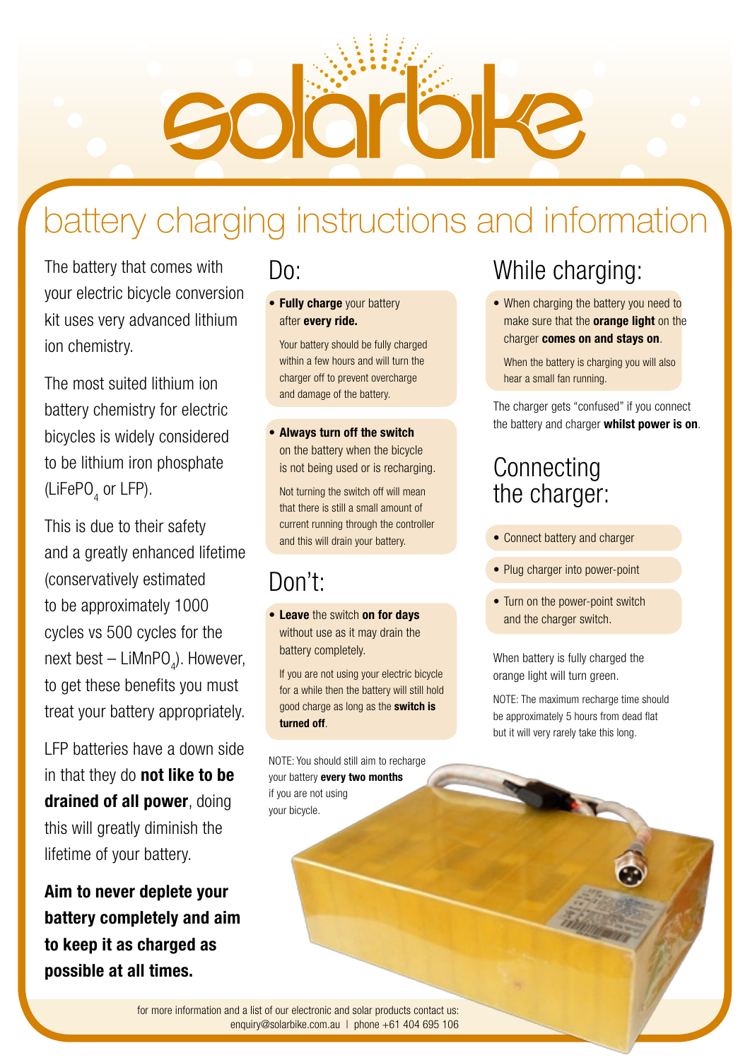# solarbike

## battery charging instructions and information

The battery that comes with your electric bicycle conversion kit uses very advanced lithium ion chemistry.

The most suited lithium ion battery chemistry for electric bicycles is widely considered to be lithium iron phosphate ($LiFePO_4$ or LFP).

This is due to their safety and a greatly enhanced lifetime (conservatively estimated to be approximately 1000 cycles vs 500 cycles for the next best – $LiMnPO_4$). However, to get these benefits you must treat your battery appropriately.

LFP batteries have a down side in that they do **not like to be drained of all power**, doing this will greatly diminish the lifetime of your battery.

**Aim to never deplete your battery completely and aim to keep it as charged as possible at all times.**

### Do:

- **Fully charge** your battery after **every ride.**

  Your battery should be fully charged within a few hours and will turn the charger off to prevent overcharge and damage of the battery.

- **Always turn off the switch** on the battery when the bicycle is not being used or is recharging.

  Not turning the switch off will mean that there is still a small amount of current running through the controller and this will drain your battery.

### Don't:

- **Leave** the switch **on for days** without use as it may drain the battery completely.

  If you are not using your electric bicycle for a while then the battery will still hold good charge as long as the **switch is turned off**.

NOTE: You should still aim to recharge your battery **every two months** if you are not using your bicycle.

### While charging:

- When charging the battery you need to make sure that the **orange light** on the charger **comes on and stays on**.

  When the battery is charging you will also hear a small fan running.

The charger gets "confused" if you connect the battery and charger **whilst power is on**.

### Connecting the charger:

- Connect battery and charger
- Plug charger into power-point
- Turn on the power-point switch and the charger switch.

When battery is fully charged the orange light will turn green.

NOTE: The maximum recharge time should be approximately 5 hours from dead flat but it will very rarely take this long.

for more information and a list of our electronic and solar products contact us:
enquiry@solarbike.com.au | phone +61 404 695 106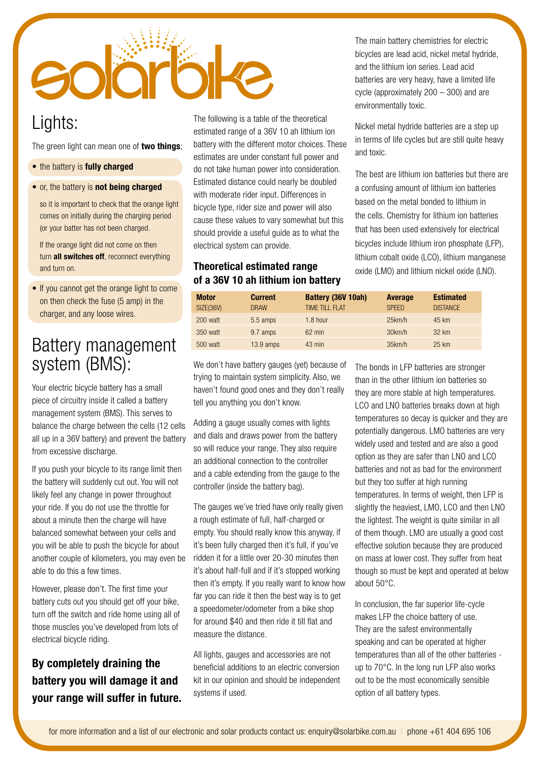# Lights:

The green light can mean one of **two things**;

- the battery is **fully charged**
- or, the battery is **not being charged**

  so it is important to check that the orange light comes on initially during the charging period (or your batter has not been charged.

  If the orange light did not come on then turn **all switches off**, reconnect everything and turn on.

- If you cannot get the orange light to come on then check the fuse (5 amp) in the charger, and any loose wires.

# Battery management system (BMS):

Your electric bicycle battery has a small piece of circuitry inside it called a battery management system (BMS). This serves to balance the charge between the cells (12 cells all up in a 36V battery) and prevent the battery from excessive discharge.

If you push your bicycle to its range limit then the battery will suddenly cut out. You will not likely feel any change in power throughout your ride. If you do not use the throttle for about a minute then the charge will have balanced somewhat between your cells and you will be able to push the bicycle for about another couple of kilometers, you may even be able to do this a few times.

However, please don't. The first time your battery cuts out you should get off your bike, turn off the switch and ride home using all of those muscles you've developed from lots of electrical bicycle riding.

**By completely draining the battery you will damage it and your range will suffer in future.**

The following is a table of the theoretical estimated range of a 36V 10 ah lithium ion battery with the different motor choices. These estimates are under constant full power and do not take human power into consideration. Estimated distance could nearly be doubled with moderate rider input. Differences in bicycle type, rider size and power will also cause these values to vary somewhat but this should provide a useful guide as to what the electrical system can provide.

### Theoretical estimated range of a 36V 10 ah lithium ion battery

| **Motor** SIZE(36V) | **Current** DRAW | **Battery (36V 10ah)** TIME TILL FLAT | **Average** SPEED | **Estimated** DISTANCE |
|---|---|---|---|---|
| 200 watt | 5.5 amps | 1.8 hour | 25km/h | 45 km |
| 350 watt | 9.7 amps | 62 min | 30km/h | 32 km |
| 500 watt | 13.9 amps | 43 min | 35km/h | 25 km |

We don't have battery gauges (yet) because of trying to maintain system simplicity. Also, we haven't found good ones and they don't really tell you anything you don't know.

Adding a gauge usually comes with lights and dials and draws power from the battery so will reduce your range. They also require an additional connection to the controller and a cable extending from the gauge to the controller (inside the battery bag).

The gauges we've tried have only really given a rough estimate of full, half-charged or empty. You should really know this anyway, if it's been fully charged then it's full, if you've ridden it for a little over 20-30 minutes then it's about half-full and if it's stopped working then it's empty. If you really want to know how far you can ride it then the best way is to get a speedometer/odometer from a bike shop for around $40 and then ride it till flat and measure the distance.

All lights, gauges and accessories are not beneficial additions to an electric conversion kit in our opinion and should be independent systems if used.

The main battery chemistries for electric bicycles are lead acid, nickel metal hydride, and the lithium ion series. Lead acid batteries are very heavy, have a limited life cycle (approximately 200 – 300) and are environmentally toxic.

Nickel metal hydride batteries are a step up in terms of life cycles but are still quite heavy and toxic.

The best are lithium ion batteries but there are a confusing amount of lithium ion batteries based on the metal bonded to lithium in the cells. Chemistry for lithium ion batteries that has been used extensively for electrical bicycles include lithium iron phosphate (LFP), lithium cobalt oxide (LCO), lithium manganese oxide (LMO) and lithium nickel oxide (LNO).

The bonds in LFP batteries are stronger than in the other lithium ion batteries so they are more stable at high temperatures. LCO and LNO batteries breaks down at high temperatures so decay is quicker and they are potentially dangerous. LMO batteries are very widely used and tested and are also a good option as they are safer than LNO and LCO batteries and not as bad for the environment but they too suffer at high running temperatures. In terms of weight, then LFP is slightly the heaviest, LMO, LCO and then LNO the lightest. The weight is quite similar in all of them though. LMO are usually a good cost effective solution because they are produced on mass at lower cost. They suffer from heat though so must be kept and operated at below about 50°C.

In conclusion, the far superior life-cycle makes LFP the choice battery of use. They are the safest environmentally speaking and can be operated at higher temperatures than all of the other batteries - up to 70°C. In the long run LFP also works out to be the most economically sensible option of all battery types.

for more information and a list of our electronic and solar products contact us: enquiry@solarbike.com.au | phone +61 404 695 106